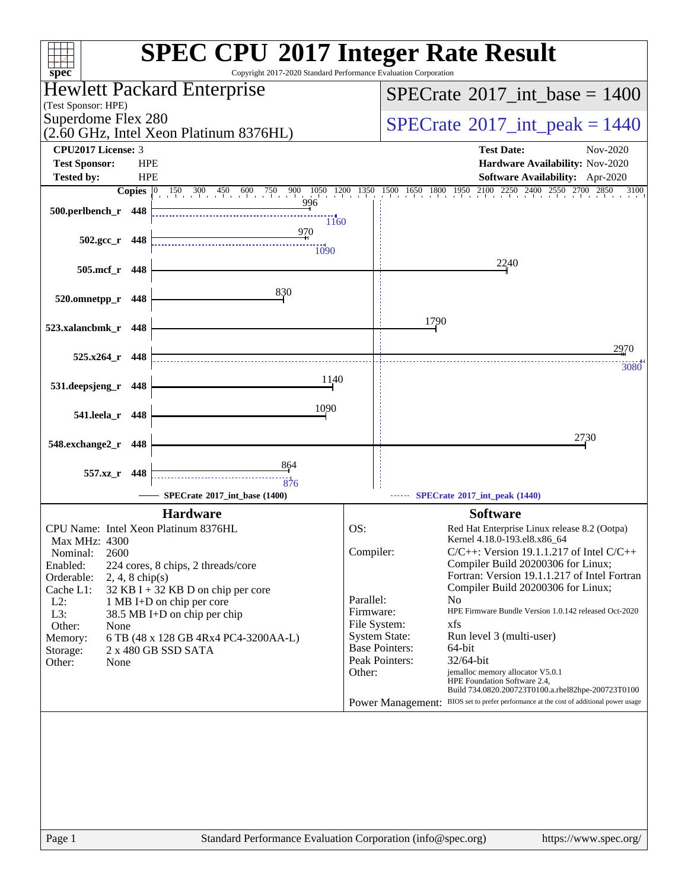# SPEC CPU 2017 Integer Rate Result

Copyright 2017-2020 Standard Performance Evaluation Corporation

**Hewlett Packard Enterprise**
(Test Sponsor: HPE)
**Superdome Flex 280**
(2.60 GHz, Intel Xeon Platinum 8376HL)

**SPECrate 2017_int_base = 1400**
**SPECrate 2017_int_peak = 1440**

| | | | |
|---|---|---|---|
| **CPU2017 License:** | 3 | **Test Date:** | Nov-2020 |
| **Test Sponsor:** | HPE | **Hardware Availability:** | Nov-2020 |
| **Tested by:** | HPE | **Software Availability:** | Apr-2020 |

| Benchmark | Copies | Base | Peak |
|---|---|---|---|
| 500.perlbench_r | 448 | 996 | 1160 |
| 502.gcc_r | 448 | 970 | 1090 |
| 505.mcf_r | 448 | 2240 | |
| 520.omnetpp_r | 448 | 830 | |
| 523.xalancbmk_r | 448 | 1790 | |
| 525.x264_r | 448 | 2970 | 3080 |
| 531.deepsjeng_r | 448 | 1140 | |
| 541.leela_r | 448 | 1090 | |
| 548.exchange2_r | 448 | 2730 | |
| 557.xz_r | 448 | 864 | 876 |

SPECrate 2017_int_base (1400) — SPECrate 2017_int_peak (1440)

## Hardware

| | |
|---|---|
| CPU Name: | Intel Xeon Platinum 8376HL |
| Max MHz: | 4300 |
| Nominal: | 2600 |
| Enabled: | 224 cores, 8 chips, 2 threads/core |
| Orderable: | 2, 4, 8 chip(s) |
| Cache L1: | 32 KB I + 32 KB D on chip per core |
| L2: | 1 MB I+D on chip per core |
| L3: | 38.5 MB I+D on chip per chip |
| Other: | None |
| Memory: | 6 TB (48 x 128 GB 4Rx4 PC4-3200AA-L) |
| Storage: | 2 x 480 GB SSD SATA |
| Other: | None |

## Software

| | |
|---|---|
| OS: | Red Hat Enterprise Linux release 8.2 (Ootpa) Kernel 4.18.0-193.el8.x86_64 |
| Compiler: | C/C++: Version 19.1.1.217 of Intel C/C++ Compiler Build 20200306 for Linux; Fortran: Version 19.1.1.217 of Intel Fortran Compiler Build 20200306 for Linux; |
| Parallel: | No |
| Firmware: | HPE Firmware Bundle Version 1.0.142 released Oct-2020 |
| File System: | xfs |
| System State: | Run level 3 (multi-user) |
| Base Pointers: | 64-bit |
| Peak Pointers: | 32/64-bit |
| Other: | jemalloc memory allocator V5.0.1 HPE Foundation Software 2.4, Build 734.0820.200723T0100.a.rhel82hpe-200723T0100 |
| Power Management: | BIOS set to prefer performance at the cost of additional power usage |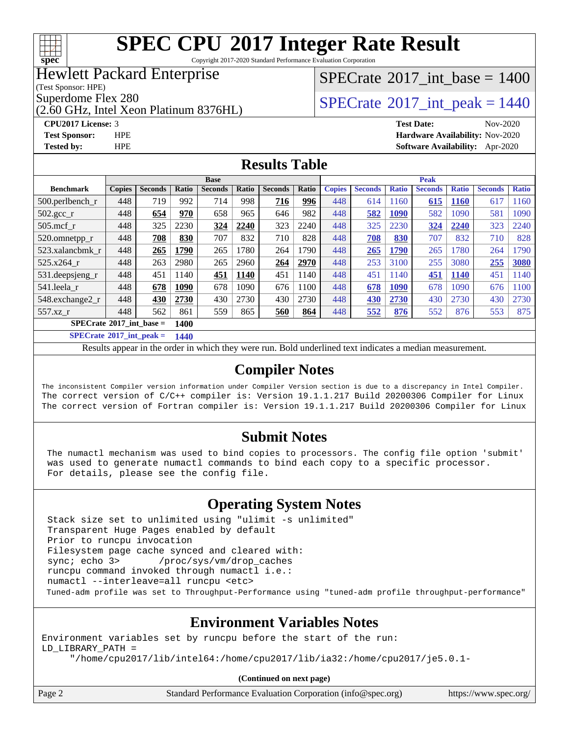# SPEC CPU 2017 Integer Rate Result

Copyright 2017-2020 Standard Performance Evaluation Corporation

**Hewlett Packard Enterprise**
(Test Sponsor: HPE)
Superdome Flex 280
(2.60 GHz, Intel Xeon Platinum 8376HL)

SPECrate 2017_int_base = 1400

SPECrate 2017_int_peak = 1440

**CPU2017 License:** 3
**Test Sponsor:** HPE
**Tested by:** HPE
**Test Date:** Nov-2020
**Hardware Availability:** Nov-2020
**Software Availability:** Apr-2020

## Results Table

| Benchmark | Base | | | | | | | Peak | | | | | | |
|---|---|---|---|---|---|---|---|---|---|---|---|---|---|---|
| | Copies | Seconds | Ratio | Seconds | Ratio | Seconds | Ratio | Copies | Seconds | Ratio | Seconds | Ratio | Seconds | Ratio |
| 500.perlbench_r | 448 | 719 | 992 | 714 | 998 | **716** | **996** | 448 | 614 | 1160 | **615** | **1160** | 617 | 1160 |
| 502.gcc_r | 448 | **654** | **970** | 658 | 965 | 646 | 982 | 448 | **582** | **1090** | 582 | 1090 | 581 | 1090 |
| 505.mcf_r | 448 | 325 | 2230 | **324** | **2240** | 323 | 2240 | 448 | 325 | 2230 | **324** | **2240** | 323 | 2240 |
| 520.omnetpp_r | 448 | **708** | **830** | 707 | 832 | 710 | 828 | 448 | **708** | **830** | 707 | 832 | 710 | 828 |
| 523.xalancbmk_r | 448 | **265** | **1790** | 265 | 1780 | 264 | 1790 | 448 | **265** | **1790** | 265 | 1780 | 264 | 1790 |
| 525.x264_r | 448 | 263 | 2980 | 265 | 2960 | **264** | **2970** | 448 | 253 | 3100 | 255 | 3080 | **255** | **3080** |
| 531.deepsjeng_r | 448 | 451 | 1140 | **451** | **1140** | 451 | 1140 | 448 | 451 | 1140 | **451** | **1140** | 451 | 1140 |
| 541.leela_r | 448 | **678** | **1090** | 678 | 1090 | 676 | 1100 | 448 | **678** | **1090** | 678 | 1090 | 676 | 1100 |
| 548.exchange2_r | 448 | **430** | **2730** | 430 | 2730 | 430 | 2730 | 448 | **430** | **2730** | 430 | 2730 | 430 | 2730 |
| 557.xz_r | 448 | 562 | 861 | 559 | 865 | **560** | **864** | 448 | **552** | **876** | 552 | 876 | 553 | 875 |

**SPECrate 2017_int_base = 1400**

**SPECrate 2017_int_peak = 1440**

Results appear in the order in which they were run. Bold underlined text indicates a median measurement.

## Compiler Notes

```
The inconsistent Compiler version information under Compiler Version section is due to a discrepancy in Intel Compiler.
The correct version of C/C++ compiler is: Version 19.1.1.217 Build 20200306 Compiler for Linux
The correct version of Fortran compiler is: Version 19.1.1.217 Build 20200306 Compiler for Linux
```

## Submit Notes

```
The numactl mechanism was used to bind copies to processors. The config file option 'submit'
was used to generate numactl commands to bind each copy to a specific processor.
For details, please see the config file.
```

## Operating System Notes

```
Stack size set to unlimited using "ulimit -s unlimited"
Transparent Huge Pages enabled by default
Prior to runcpu invocation
Filesystem page cache synced and cleared with:
sync; echo 3>       /proc/sys/vm/drop_caches
runcpu command invoked through numactl i.e.:
numactl --interleave=all runcpu <etc>
Tuned-adm profile was set to Throughput-Performance using "tuned-adm profile throughput-performance"
```

## Environment Variables Notes

```
Environment variables set by runcpu before the start of the run:
LD_LIBRARY_PATH =
     "/home/cpu2017/lib/intel64:/home/cpu2017/lib/ia32:/home/cpu2017/je5.0.1-
```

(Continued on next page)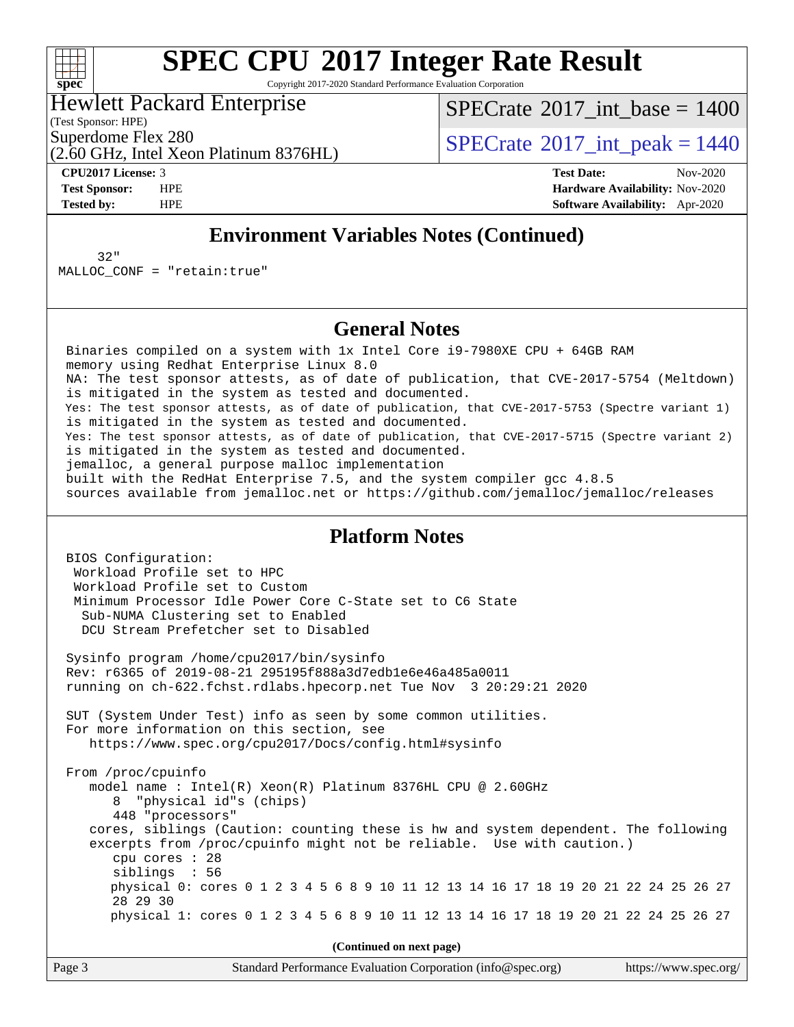# SPEC CPU 2017 Integer Rate Result

Copyright 2017-2020 Standard Performance Evaluation Corporation

**Hewlett Packard Enterprise**
(Test Sponsor: HPE)
Superdome Flex 280
(2.60 GHz, Intel Xeon Platinum 8376HL)

SPECrate 2017_int_base = 1400
SPECrate 2017_int_peak = 1440

**CPU2017 License:** 3
**Test Sponsor:** HPE
**Tested by:** HPE

**Test Date:** Nov-2020
**Hardware Availability:** Nov-2020
**Software Availability:** Apr-2020

## Environment Variables Notes (Continued)

```
     32"
MALLOC_CONF = "retain:true"
```

## General Notes

```
Binaries compiled on a system with 1x Intel Core i9-7980XE CPU + 64GB RAM
memory using Redhat Enterprise Linux 8.0
NA: The test sponsor attests, as of date of publication, that CVE-2017-5754 (Meltdown)
is mitigated in the system as tested and documented.
Yes: The test sponsor attests, as of date of publication, that CVE-2017-5753 (Spectre variant 1)
is mitigated in the system as tested and documented.
Yes: The test sponsor attests, as of date of publication, that CVE-2017-5715 (Spectre variant 2)
is mitigated in the system as tested and documented.
jemalloc, a general purpose malloc implementation
built with the RedHat Enterprise 7.5, and the system compiler gcc 4.8.5
sources available from jemalloc.net or https://github.com/jemalloc/jemalloc/releases
```

## Platform Notes

```
BIOS Configuration:
 Workload Profile set to HPC
 Workload Profile set to Custom
 Minimum Processor Idle Power Core C-State set to C6 State
  Sub-NUMA Clustering set to Enabled
  DCU Stream Prefetcher set to Disabled

Sysinfo program /home/cpu2017/bin/sysinfo
Rev: r6365 of 2019-08-21 295195f888a3d7edb1e6e46a485a0011
running on ch-622.fchst.rdlabs.hpecorp.net Tue Nov  3 20:29:21 2020

SUT (System Under Test) info as seen by some common utilities.
For more information on this section, see
   https://www.spec.org/cpu2017/Docs/config.html#sysinfo

From /proc/cpuinfo
   model name : Intel(R) Xeon(R) Platinum 8376HL CPU @ 2.60GHz
      8  "physical id"s (chips)
      448 "processors"
   cores, siblings (Caution: counting these is hw and system dependent. The following
   excerpts from /proc/cpuinfo might not be reliable.  Use with caution.)
      cpu cores : 28
      siblings  : 56
      physical 0: cores 0 1 2 3 4 5 6 8 9 10 11 12 13 14 16 17 18 19 20 21 22 24 25 26 27
      28 29 30
      physical 1: cores 0 1 2 3 4 5 6 8 9 10 11 12 13 14 16 17 18 19 20 21 22 24 25 26 27
```

**(Continued on next page)**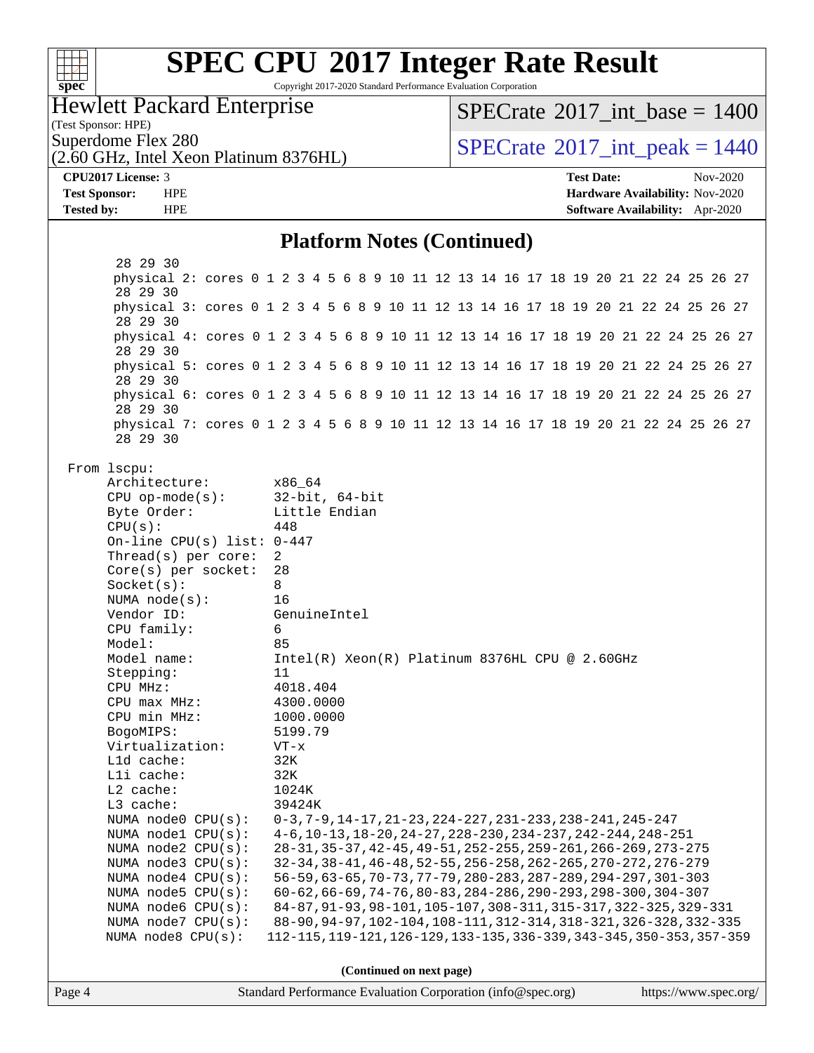## Platform Notes (Continued)

```
        28 29 30
        physical 2: cores 0 1 2 3 4 5 6 8 9 10 11 12 13 14 16 17 18 19 20 21 22 24 25 26 27
        28 29 30
        physical 3: cores 0 1 2 3 4 5 6 8 9 10 11 12 13 14 16 17 18 19 20 21 22 24 25 26 27
        28 29 30
        physical 4: cores 0 1 2 3 4 5 6 8 9 10 11 12 13 14 16 17 18 19 20 21 22 24 25 26 27
        28 29 30
        physical 5: cores 0 1 2 3 4 5 6 8 9 10 11 12 13 14 16 17 18 19 20 21 22 24 25 26 27
        28 29 30
        physical 6: cores 0 1 2 3 4 5 6 8 9 10 11 12 13 14 16 17 18 19 20 21 22 24 25 26 27
        28 29 30
        physical 7: cores 0 1 2 3 4 5 6 8 9 10 11 12 13 14 16 17 18 19 20 21 22 24 25 26 27
        28 29 30

    From lscpu:
        Architecture:          x86_64
        CPU op-mode(s):        32-bit, 64-bit
        Byte Order:            Little Endian
        CPU(s):                448
        On-line CPU(s) list:   0-447
        Thread(s) per core:    2
        Core(s) per socket:    28
        Socket(s):             8
        NUMA node(s):          16
        Vendor ID:             GenuineIntel
        CPU family:            6
        Model:                 85
        Model name:            Intel(R) Xeon(R) Platinum 8376HL CPU @ 2.60GHz
        Stepping:              11
        CPU MHz:               4018.404
        CPU max MHz:           4300.0000
        CPU min MHz:           1000.0000
        BogoMIPS:              5199.79
        Virtualization:        VT-x
        L1d cache:             32K
        L1i cache:             32K
        L2 cache:              1024K
        L3 cache:              39424K
        NUMA node0 CPU(s):     0-3,7-9,14-17,21-23,224-227,231-233,238-241,245-247
        NUMA node1 CPU(s):     4-6,10-13,18-20,24-27,228-230,234-237,242-244,248-251
        NUMA node2 CPU(s):     28-31,35-37,42-45,49-51,252-255,259-261,266-269,273-275
        NUMA node3 CPU(s):     32-34,38-41,46-48,52-55,256-258,262-265,270-272,276-279
        NUMA node4 CPU(s):     56-59,63-65,70-73,77-79,280-283,287-289,294-297,301-303
        NUMA node5 CPU(s):     60-62,66-69,74-76,80-83,284-286,290-293,298-300,304-307
        NUMA node6 CPU(s):     84-87,91-93,98-101,105-107,308-311,315-317,322-325,329-331
        NUMA node7 CPU(s):     88-90,94-97,102-104,108-111,312-314,318-321,326-328,332-335
        NUMA node8 CPU(s):     112-115,119-121,126-129,133-135,336-339,343-345,350-353,357-359
```

(Continued on next page)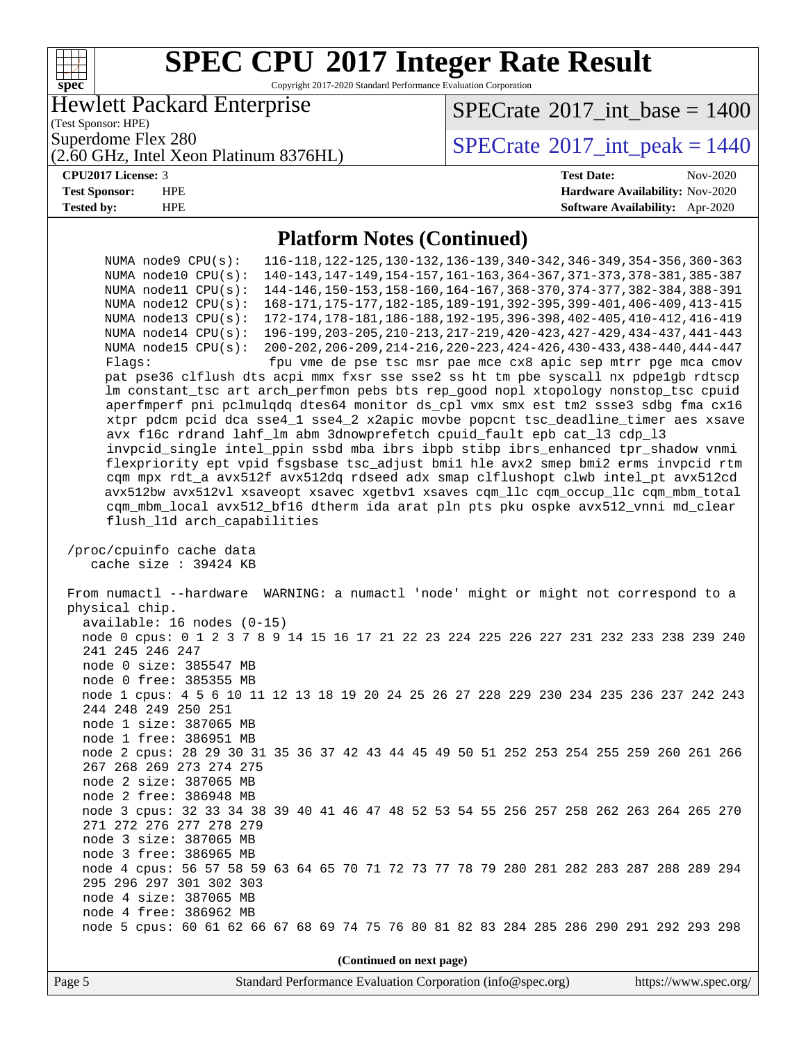## Platform Notes (Continued)

```
     NUMA node9 CPU(s):   116-118,122-125,130-132,136-139,340-342,346-349,354-356,360-363
     NUMA node10 CPU(s):  140-143,147-149,154-157,161-163,364-367,371-373,378-381,385-387
     NUMA node11 CPU(s):  144-146,150-153,158-160,164-167,368-370,374-377,382-384,388-391
     NUMA node12 CPU(s):  168-171,175-177,182-185,189-191,392-395,399-401,406-409,413-415
     NUMA node13 CPU(s):  172-174,178-181,186-188,192-195,396-398,402-405,410-412,416-419
     NUMA node14 CPU(s):  196-199,203-205,210-213,217-219,420-423,427-429,434-437,441-443
     NUMA node15 CPU(s):  200-202,206-209,214-216,220-223,424-426,430-433,438-440,444-447
     Flags:               fpu vme de pse tsc msr pae mce cx8 apic sep mtrr pge mca cmov
     pat pse36 clflush dts acpi mmx fxsr sse sse2 ss ht tm pbe syscall nx pdpe1gb rdtscp
     lm constant_tsc art arch_perfmon pebs bts rep_good nopl xtopology nonstop_tsc cpuid
     aperfmperf pni pclmulqdq dtes64 monitor ds_cpl vmx smx est tm2 ssse3 sdbg fma cx16
     xtpr pdcm pcid dca sse4_1 sse4_2 x2apic movbe popcnt tsc_deadline_timer aes xsave
     avx f16c rdrand lahf_lm abm 3dnowprefetch cpuid_fault epb cat_l3 cdp_l3
     invpcid_single intel_ppin ssbd mba ibrs ibpb stibp ibrs_enhanced tpr_shadow vnmi
     flexpriority ept vpid fsgsbase tsc_adjust bmi1 hle avx2 smep bmi2 erms invpcid rtm
     cqm mpx rdt_a avx512f avx512dq rdseed adx smap clflushopt clwb intel_pt avx512cd
     avx512bw avx512vl xsaveopt xsavec xgetbv1 xsaves cqm_llc cqm_occup_llc cqm_mbm_total
     cqm_mbm_local avx512_bf16 dtherm ida arat pln pts pku ospke avx512_vnni md_clear
     flush_l1d arch_capabilities

 /proc/cpuinfo cache data
    cache size : 39424 KB

 From numactl --hardware  WARNING: a numactl 'node' might or might not correspond to a
 physical chip.
   available: 16 nodes (0-15)
   node 0 cpus: 0 1 2 3 7 8 9 14 15 16 17 21 22 23 224 225 226 227 231 232 233 238 239 240
   241 245 246 247
   node 0 size: 385547 MB
   node 0 free: 385355 MB
   node 1 cpus: 4 5 6 10 11 12 13 18 19 20 24 25 26 27 228 229 230 234 235 236 237 242 243
   244 248 249 250 251
   node 1 size: 387065 MB
   node 1 free: 386951 MB
   node 2 cpus: 28 29 30 31 35 36 37 42 43 44 45 49 50 51 252 253 254 255 259 260 261 266
   267 268 269 273 274 275
   node 2 size: 387065 MB
   node 2 free: 386948 MB
   node 3 cpus: 32 33 34 38 39 40 41 46 47 48 52 53 54 55 256 257 258 262 263 264 265 270
   271 272 276 277 278 279
   node 3 size: 387065 MB
   node 3 free: 386965 MB
   node 4 cpus: 56 57 58 59 63 64 65 70 71 72 73 77 78 79 280 281 282 283 287 288 289 294
   295 296 297 301 302 303
   node 4 size: 387065 MB
   node 4 free: 386962 MB
   node 5 cpus: 60 61 62 66 67 68 69 74 75 76 80 81 82 83 284 285 286 290 291 292 293 298
```

(Continued on next page)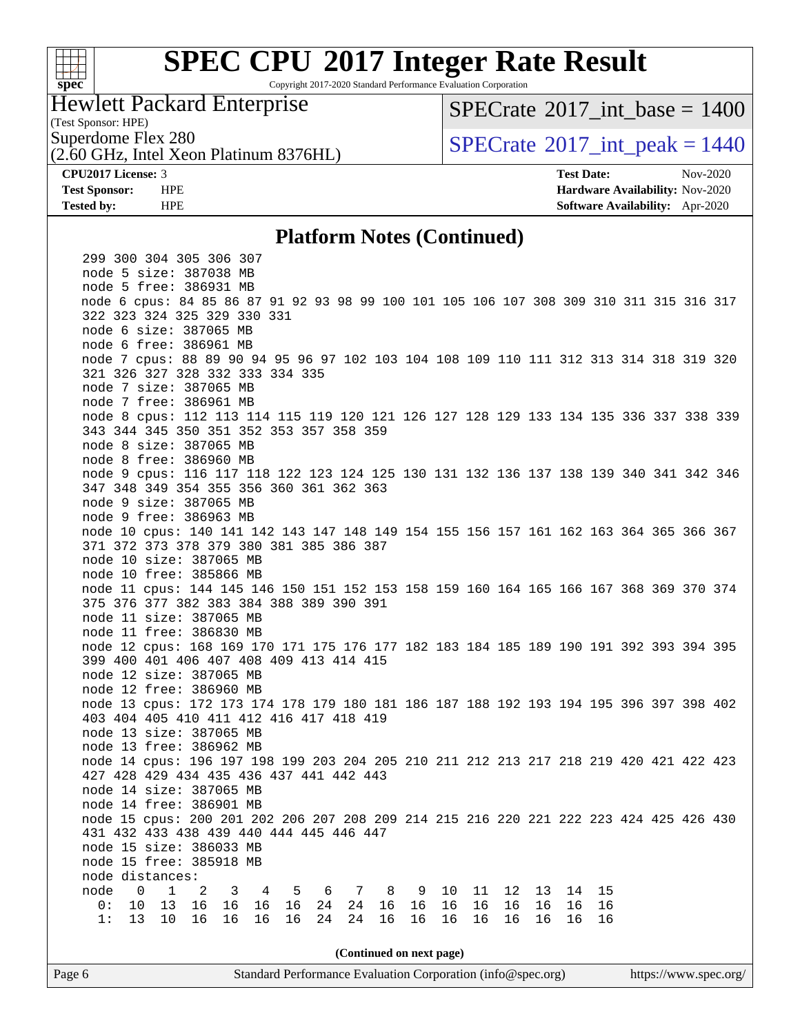# SPEC CPU 2017 Integer Rate Result

Copyright 2017-2020 Standard Performance Evaluation Corporation

**Hewlett Packard Enterprise**
(Test Sponsor: HPE)

Superdome Flex 280
(2.60 GHz, Intel Xeon Platinum 8376HL)

SPECrate 2017_int_base = 1400

SPECrate 2017_int_peak = 1440

**CPU2017 License:** 3
**Test Sponsor:** HPE
**Tested by:** HPE

**Test Date:** Nov-2020
**Hardware Availability:** Nov-2020
**Software Availability:** Apr-2020

## Platform Notes (Continued)

```
    299 300 304 305 306 307
    node 5 size: 387038 MB
    node 5 free: 386931 MB
    node 6 cpus: 84 85 86 87 91 92 93 98 99 100 101 105 106 107 308 309 310 311 315 316 317
    322 323 324 325 329 330 331
    node 6 size: 387065 MB
    node 6 free: 386961 MB
    node 7 cpus: 88 89 90 94 95 96 97 102 103 104 108 109 110 111 312 313 314 318 319 320
    321 326 327 328 332 333 334 335
    node 7 size: 387065 MB
    node 7 free: 386961 MB
    node 8 cpus: 112 113 114 115 119 120 121 126 127 128 129 133 134 135 336 337 338 339
    343 344 345 350 351 352 353 357 358 359
    node 8 size: 387065 MB
    node 8 free: 386960 MB
    node 9 cpus: 116 117 118 122 123 124 125 130 131 132 136 137 138 139 340 341 342 346
    347 348 349 354 355 356 360 361 362 363
    node 9 size: 387065 MB
    node 9 free: 386963 MB
    node 10 cpus: 140 141 142 143 147 148 149 154 155 156 157 161 162 163 364 365 366 367
    371 372 373 378 379 380 381 385 386 387
    node 10 size: 387065 MB
    node 10 free: 385866 MB
    node 11 cpus: 144 145 146 150 151 152 153 158 159 160 164 165 166 167 368 369 370 374
    375 376 377 382 383 384 388 389 390 391
    node 11 size: 387065 MB
    node 11 free: 386830 MB
    node 12 cpus: 168 169 170 171 175 176 177 182 183 184 185 189 190 191 392 393 394 395
    399 400 401 406 407 408 409 413 414 415
    node 12 size: 387065 MB
    node 12 free: 386960 MB
    node 13 cpus: 172 173 174 178 179 180 181 186 187 188 192 193 194 195 396 397 398 402
    403 404 405 410 411 412 416 417 418 419
    node 13 size: 387065 MB
    node 13 free: 386962 MB
    node 14 cpus: 196 197 198 199 203 204 205 210 211 212 213 217 218 219 420 421 422 423
    427 428 429 434 435 436 437 441 442 443
    node 14 size: 387065 MB
    node 14 free: 386901 MB
    node 15 cpus: 200 201 202 206 207 208 209 214 215 216 220 221 222 223 424 425 426 430
    431 432 433 438 439 440 444 445 446 447
    node 15 size: 386033 MB
    node 15 free: 385918 MB
    node distances:
    node   0   1   2   3   4   5   6   7   8   9  10  11  12  13  14  15
      0:  10  13  16  16  16  16  24  24  16  16  16  16  16  16  16  16
      1:  13  10  16  16  16  16  24  24  16  16  16  16  16  16  16  16
```

(Continued on next page)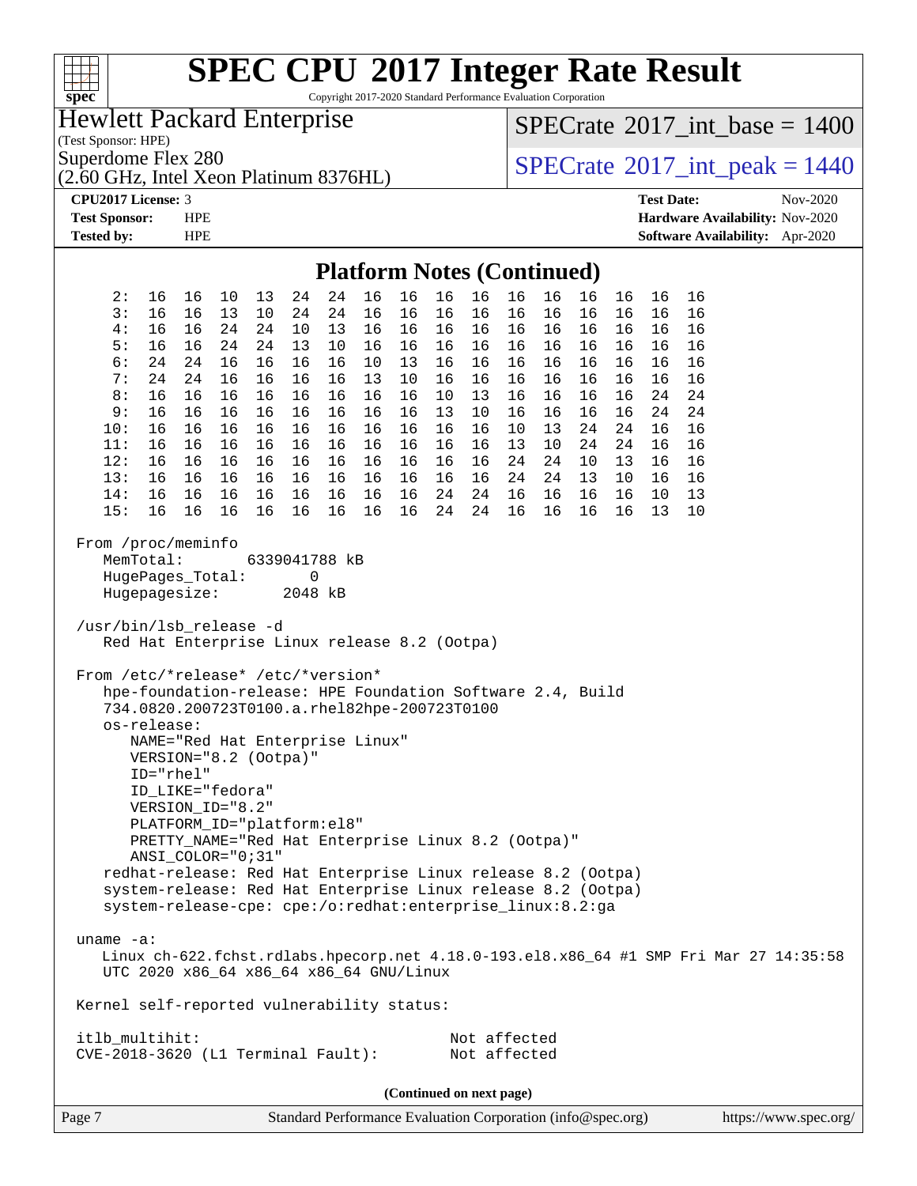# SPEC CPU 2017 Integer Rate Result

Copyright 2017-2020 Standard Performance Evaluation Corporation

**Hewlett Packard Enterprise**
(Test Sponsor: HPE)
Superdome Flex 280
(2.60 GHz, Intel Xeon Platinum 8376HL)

SPECrate 2017_int_base = 1400

SPECrate 2017_int_peak = 1440

**CPU2017 License:** 3
**Test Sponsor:** HPE
**Tested by:** HPE

**Test Date:** Nov-2020
**Hardware Availability:** Nov-2020
**Software Availability:** Apr-2020

## Platform Notes (Continued)

```
     2:  16  16  10  13  24  24  16  16  16  16  16  16  16  16  16  16
     3:  16  16  13  10  24  24  16  16  16  16  16  16  16  16  16  16
     4:  16  16  24  24  10  13  16  16  16  16  16  16  16  16  16  16
     5:  16  16  24  24  13  10  16  16  16  16  16  16  16  16  16  16
     6:  24  24  16  16  16  16  10  13  16  16  16  16  16  16  16  16
     7:  24  24  16  16  16  16  13  10  16  16  16  16  16  16  16  16
     8:  16  16  16  16  16  16  16  16  10  13  16  16  16  16  24  24
     9:  16  16  16  16  16  16  16  16  13  10  16  16  16  16  24  24
    10:  16  16  16  16  16  16  16  16  16  16  10  13  24  24  16  16
    11:  16  16  16  16  16  16  16  16  16  16  13  10  24  24  16  16
    12:  16  16  16  16  16  16  16  16  16  16  24  24  10  13  16  16
    13:  16  16  16  16  16  16  16  16  16  16  24  24  13  10  16  16
    14:  16  16  16  16  16  16  16  16  24  24  16  16  16  16  10  13
    15:  16  16  16  16  16  16  16  16  24  24  16  16  16  16  13  10

 From /proc/meminfo
    MemTotal:       6339041788 kB
    HugePages_Total:       0
    Hugepagesize:       2048 kB

 /usr/bin/lsb_release -d
    Red Hat Enterprise Linux release 8.2 (Ootpa)

 From /etc/*release* /etc/*version*
    hpe-foundation-release: HPE Foundation Software 2.4, Build
    734.0820.200723T0100.a.rhel82hpe-200723T0100
    os-release:
       NAME="Red Hat Enterprise Linux"
       VERSION="8.2 (Ootpa)"
       ID="rhel"
       ID_LIKE="fedora"
       VERSION_ID="8.2"
       PLATFORM_ID="platform:el8"
       PRETTY_NAME="Red Hat Enterprise Linux 8.2 (Ootpa)"
       ANSI_COLOR="0;31"
    redhat-release: Red Hat Enterprise Linux release 8.2 (Ootpa)
    system-release: Red Hat Enterprise Linux release 8.2 (Ootpa)
    system-release-cpe: cpe:/o:redhat:enterprise_linux:8.2:ga

 uname -a:
    Linux ch-622.fchst.rdlabs.hpecorp.net 4.18.0-193.el8.x86_64 #1 SMP Fri Mar 27 14:35:58
    UTC 2020 x86_64 x86_64 x86_64 GNU/Linux

 Kernel self-reported vulnerability status:

 itlb_multihit:                                         Not affected
 CVE-2018-3620 (L1 Terminal Fault):                     Not affected
```

(Continued on next page)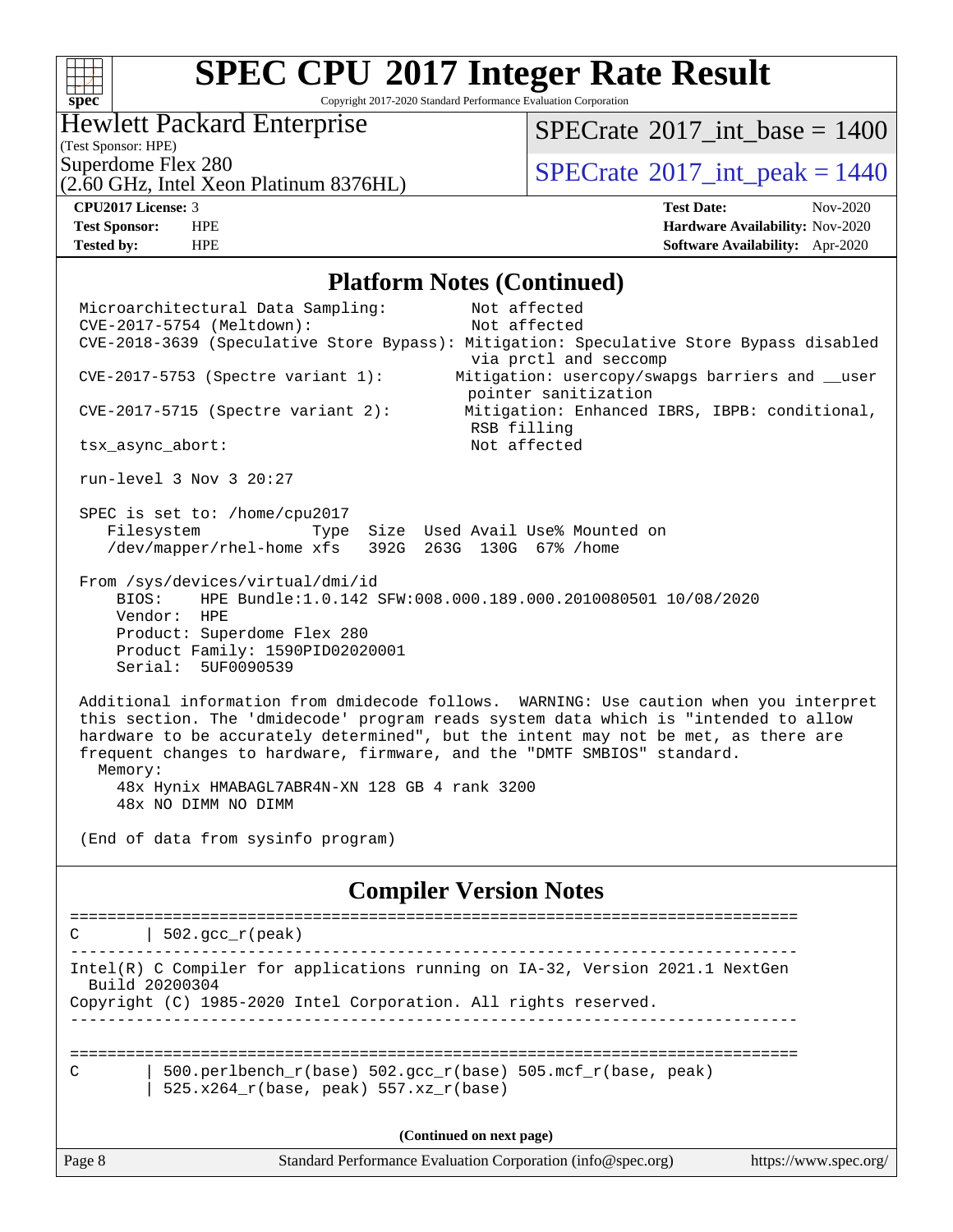## Platform Notes (Continued)

```
 Microarchitectural Data Sampling:         Not affected
 CVE-2017-5754 (Meltdown):                 Not affected
 CVE-2018-3639 (Speculative Store Bypass): Mitigation: Speculative Store Bypass disabled
                                           via prctl and seccomp
 CVE-2017-5753 (Spectre variant 1):       Mitigation: usercopy/swapgs barriers and __user
                                           pointer sanitization
 CVE-2017-5715 (Spectre variant 2):        Mitigation: Enhanced IBRS, IBPB: conditional,
                                           RSB filling
 tsx_async_abort:                          Not affected

 run-level 3 Nov 3 20:27

 SPEC is set to: /home/cpu2017
    Filesystem            Type  Size  Used Avail Use% Mounted on
    /dev/mapper/rhel-home xfs   392G  263G  130G  67% /home

 From /sys/devices/virtual/dmi/id
     BIOS:    HPE Bundle:1.0.142 SFW:008.000.189.000.2010080501 10/08/2020
     Vendor:  HPE
     Product: Superdome Flex 280
     Product Family: 1590PID02020001
     Serial:  5UF0090539

 Additional information from dmidecode follows.  WARNING: Use caution when you interpret
 this section. The 'dmidecode' program reads system data which is "intended to allow
 hardware to be accurately determined", but the intent may not be met, as there are
 frequent changes to hardware, firmware, and the "DMTF SMBIOS" standard.
   Memory:
     48x Hynix HMABAGL7ABR4N-XN 128 GB 4 rank 3200
     48x NO DIMM NO DIMM

 (End of data from sysinfo program)
```

## Compiler Version Notes

```
==============================================================================
C       | 502.gcc_r(peak)
------------------------------------------------------------------------------
Intel(R) C Compiler for applications running on IA-32, Version 2021.1 NextGen
  Build 20200304
Copyright (C) 1985-2020 Intel Corporation. All rights reserved.
------------------------------------------------------------------------------

==============================================================================
C       | 500.perlbench_r(base) 502.gcc_r(base) 505.mcf_r(base, peak)
        | 525.x264_r(base, peak) 557.xz_r(base)
```

(Continued on next page)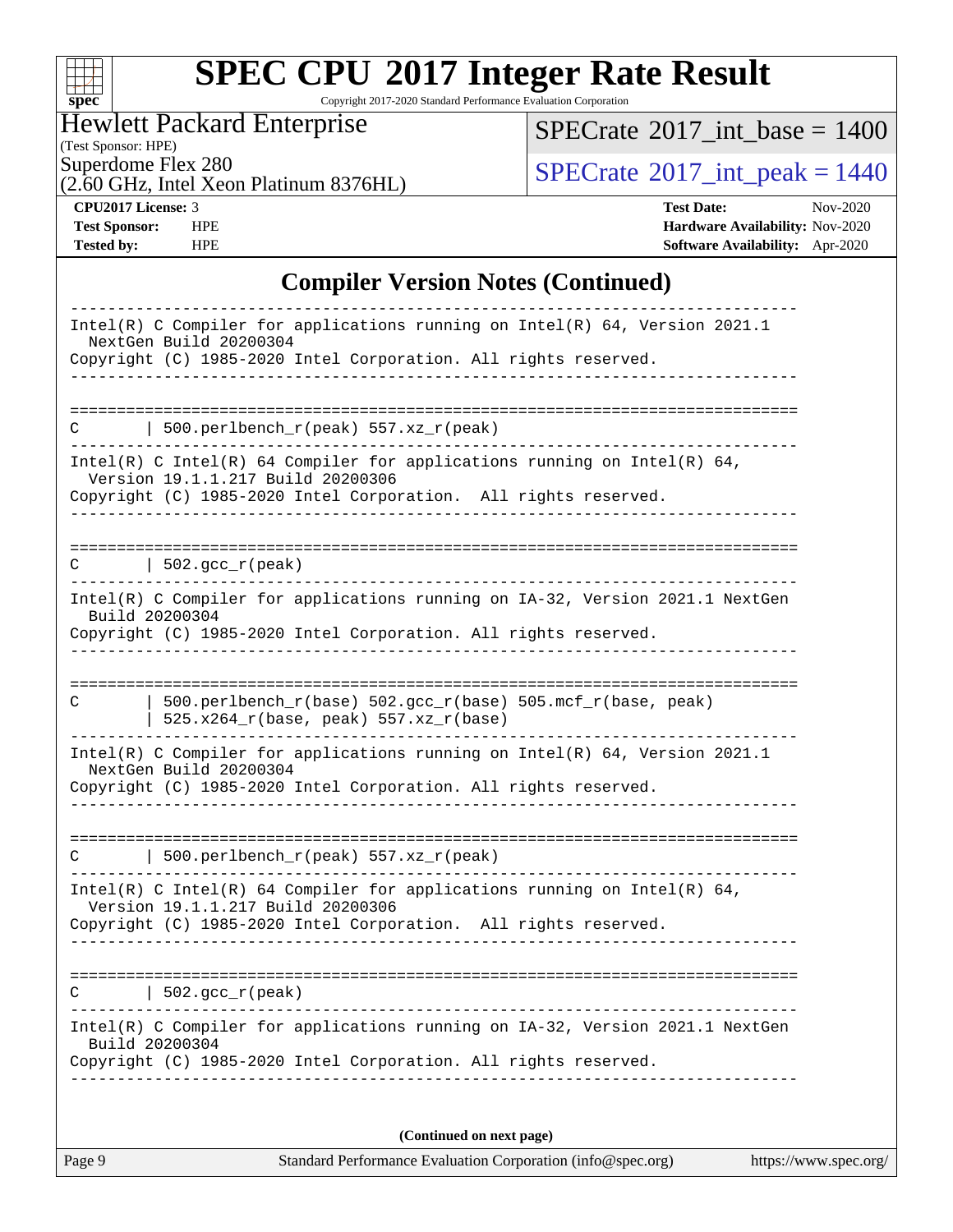# SPEC CPU 2017 Integer Rate Result

Copyright 2017-2020 Standard Performance Evaluation Corporation

**Hewlett Packard Enterprise**
(Test Sponsor: HPE)
Superdome Flex 280
(2.60 GHz, Intel Xeon Platinum 8376HL)

SPECrate 2017_int_base = 1400
SPECrate 2017_int_peak = 1440

| | | | |
|---|---|---|---|
| **CPU2017 License:** | 3 | **Test Date:** | Nov-2020 |
| **Test Sponsor:** | HPE | **Hardware Availability:** | Nov-2020 |
| **Tested by:** | HPE | **Software Availability:** | Apr-2020 |

## Compiler Version Notes (Continued)

```
------------------------------------------------------------------------------
Intel(R) C Compiler for applications running on Intel(R) 64, Version 2021.1
  NextGen Build 20200304
Copyright (C) 1985-2020 Intel Corporation. All rights reserved.
------------------------------------------------------------------------------

==============================================================================
C       | 500.perlbench_r(peak) 557.xz_r(peak)
------------------------------------------------------------------------------
Intel(R) C Intel(R) 64 Compiler for applications running on Intel(R) 64,
  Version 19.1.1.217 Build 20200306
Copyright (C) 1985-2020 Intel Corporation.  All rights reserved.
------------------------------------------------------------------------------

==============================================================================
C       | 502.gcc_r(peak)
------------------------------------------------------------------------------
Intel(R) C Compiler for applications running on IA-32, Version 2021.1 NextGen
  Build 20200304
Copyright (C) 1985-2020 Intel Corporation. All rights reserved.
------------------------------------------------------------------------------

==============================================================================
C       | 500.perlbench_r(base) 502.gcc_r(base) 505.mcf_r(base, peak)
        | 525.x264_r(base, peak) 557.xz_r(base)
------------------------------------------------------------------------------
Intel(R) C Compiler for applications running on Intel(R) 64, Version 2021.1
  NextGen Build 20200304
Copyright (C) 1985-2020 Intel Corporation. All rights reserved.
------------------------------------------------------------------------------

==============================================================================
C       | 500.perlbench_r(peak) 557.xz_r(peak)
------------------------------------------------------------------------------
Intel(R) C Intel(R) 64 Compiler for applications running on Intel(R) 64,
  Version 19.1.1.217 Build 20200306
Copyright (C) 1985-2020 Intel Corporation.  All rights reserved.
------------------------------------------------------------------------------

==============================================================================
C       | 502.gcc_r(peak)
------------------------------------------------------------------------------
Intel(R) C Compiler for applications running on IA-32, Version 2021.1 NextGen
  Build 20200304
Copyright (C) 1985-2020 Intel Corporation. All rights reserved.
------------------------------------------------------------------------------
```

**(Continued on next page)**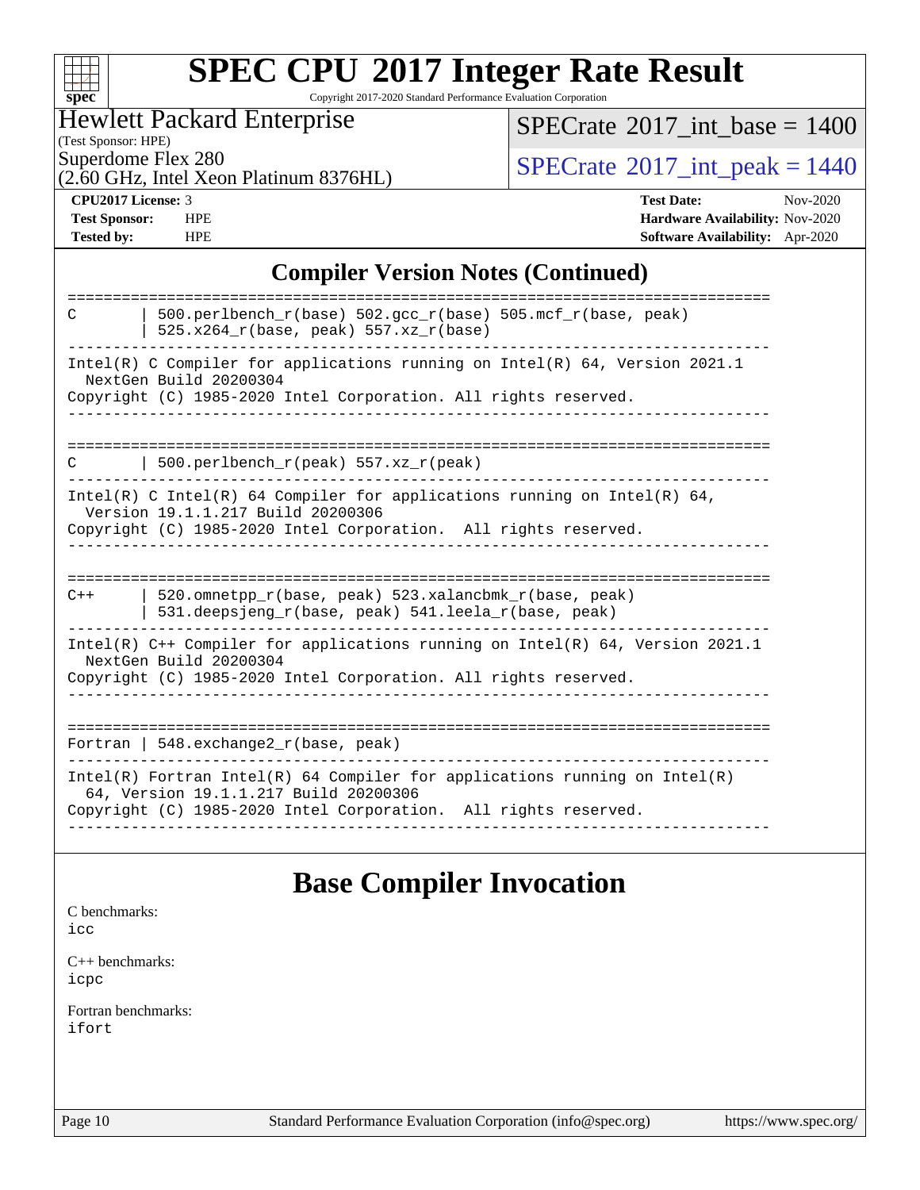# SPEC CPU 2017 Integer Rate Result

Copyright 2017-2020 Standard Performance Evaluation Corporation

Hewlett Packard Enterprise
(Test Sponsor: HPE)
Superdome Flex 280
(2.60 GHz, Intel Xeon Platinum 8376HL)

SPECrate 2017_int_base = 1400

SPECrate 2017_int_peak = 1440

**CPU2017 License:** 3
**Test Sponsor:** HPE
**Tested by:** HPE

**Test Date:** Nov-2020
**Hardware Availability:** Nov-2020
**Software Availability:** Apr-2020

## Compiler Version Notes (Continued)

```
==============================================================================
C       | 500.perlbench_r(base) 502.gcc_r(base) 505.mcf_r(base, peak)
        | 525.x264_r(base, peak) 557.xz_r(base)
------------------------------------------------------------------------------
Intel(R) C Compiler for applications running on Intel(R) 64, Version 2021.1
  NextGen Build 20200304
Copyright (C) 1985-2020 Intel Corporation. All rights reserved.
------------------------------------------------------------------------------

==============================================================================
C       | 500.perlbench_r(peak) 557.xz_r(peak)
------------------------------------------------------------------------------
Intel(R) C Intel(R) 64 Compiler for applications running on Intel(R) 64,
  Version 19.1.1.217 Build 20200306
Copyright (C) 1985-2020 Intel Corporation.  All rights reserved.
------------------------------------------------------------------------------

==============================================================================
C++     | 520.omnetpp_r(base, peak) 523.xalancbmk_r(base, peak)
        | 531.deepsjeng_r(base, peak) 541.leela_r(base, peak)
------------------------------------------------------------------------------
Intel(R) C++ Compiler for applications running on Intel(R) 64, Version 2021.1
  NextGen Build 20200304
Copyright (C) 1985-2020 Intel Corporation. All rights reserved.
------------------------------------------------------------------------------

==============================================================================
Fortran | 548.exchange2_r(base, peak)
------------------------------------------------------------------------------
Intel(R) Fortran Intel(R) 64 Compiler for applications running on Intel(R)
  64, Version 19.1.1.217 Build 20200306
Copyright (C) 1985-2020 Intel Corporation.  All rights reserved.
------------------------------------------------------------------------------
```

## Base Compiler Invocation

C benchmarks:
icc

C++ benchmarks:
icpc

Fortran benchmarks:
ifort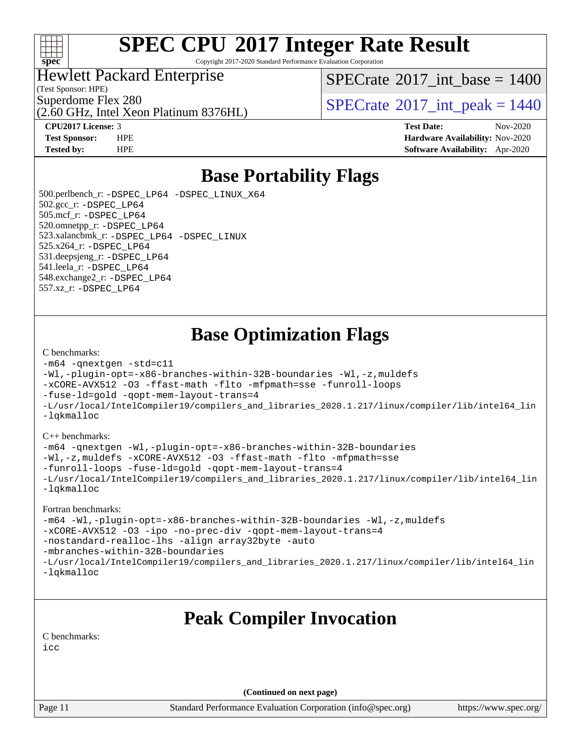# SPEC CPU 2017 Integer Rate Result

Copyright 2017-2020 Standard Performance Evaluation Corporation

**Hewlett Packard Enterprise**
(Test Sponsor: HPE)
Superdome Flex 280
(2.60 GHz, Intel Xeon Platinum 8376HL)

SPECrate 2017_int_base = 1400

SPECrate 2017_int_peak = 1440

**CPU2017 License:** 3
**Test Sponsor:** HPE
**Tested by:** HPE

**Test Date:** Nov-2020
**Hardware Availability:** Nov-2020
**Software Availability:** Apr-2020

## Base Portability Flags

500.perlbench_r: -DSPEC_LP64 -DSPEC_LINUX_X64
502.gcc_r: -DSPEC_LP64
505.mcf_r: -DSPEC_LP64
520.omnetpp_r: -DSPEC_LP64
523.xalancbmk_r: -DSPEC_LP64 -DSPEC_LINUX
525.x264_r: -DSPEC_LP64
531.deepsjeng_r: -DSPEC_LP64
541.leela_r: -DSPEC_LP64
548.exchange2_r: -DSPEC_LP64
557.xz_r: -DSPEC_LP64

## Base Optimization Flags

C benchmarks:
```
-m64 -qnextgen -std=c11
-Wl,-plugin-opt=-x86-branches-within-32B-boundaries -Wl,-z,muldefs
-xCORE-AVX512 -O3 -ffast-math -flto -mfpmath=sse -funroll-loops
-fuse-ld=gold -qopt-mem-layout-trans=4
-L/usr/local/IntelCompiler19/compilers_and_libraries_2020.1.217/linux/compiler/lib/intel64_lin
-lqkmalloc
```

C++ benchmarks:
```
-m64 -qnextgen -Wl,-plugin-opt=-x86-branches-within-32B-boundaries
-Wl,-z,muldefs -xCORE-AVX512 -O3 -ffast-math -flto -mfpmath=sse
-funroll-loops -fuse-ld=gold -qopt-mem-layout-trans=4
-L/usr/local/IntelCompiler19/compilers_and_libraries_2020.1.217/linux/compiler/lib/intel64_lin
-lqkmalloc
```

Fortran benchmarks:
```
-m64 -Wl,-plugin-opt=-x86-branches-within-32B-boundaries -Wl,-z,muldefs
-xCORE-AVX512 -O3 -ipo -no-prec-div -qopt-mem-layout-trans=4
-nostandard-realloc-lhs -align array32byte -auto
-mbranches-within-32B-boundaries
-L/usr/local/IntelCompiler19/compilers_and_libraries_2020.1.217/linux/compiler/lib/intel64_lin
-lqkmalloc
```

## Peak Compiler Invocation

C benchmarks:
```
icc
```

(Continued on next page)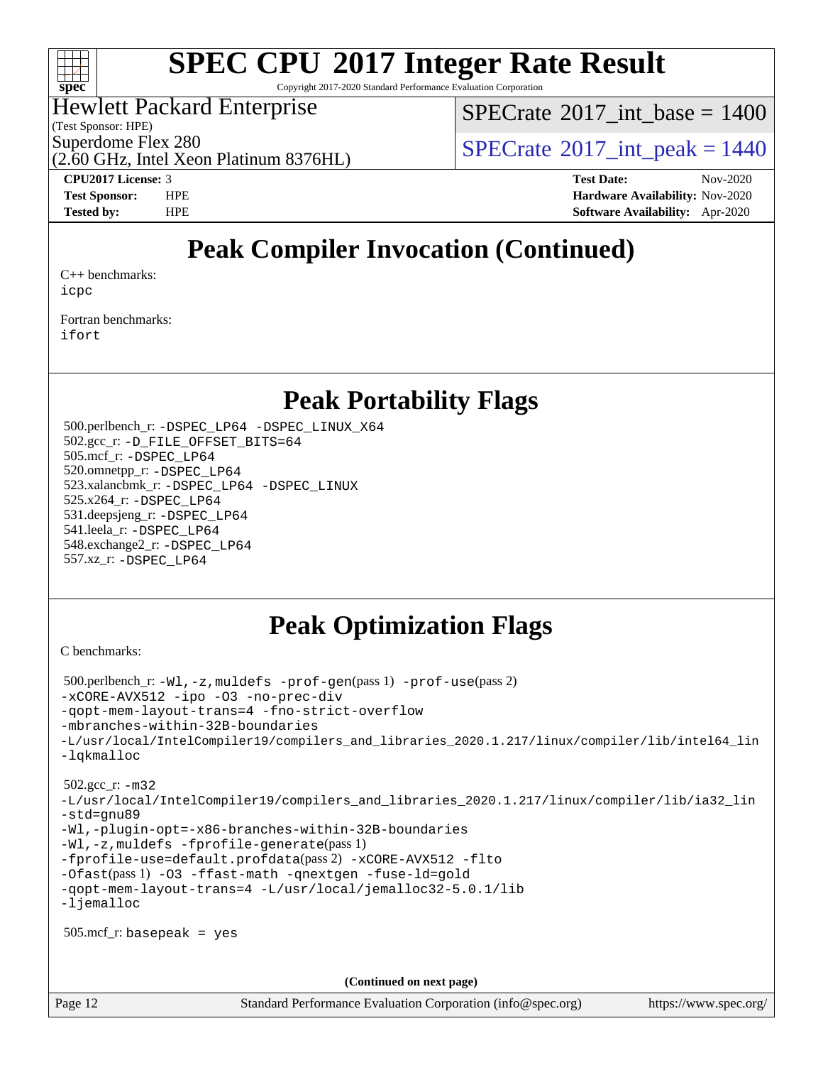# SPEC CPU 2017 Integer Rate Result

Copyright 2017-2020 Standard Performance Evaluation Corporation

Hewlett Packard Enterprise
(Test Sponsor: HPE)
Superdome Flex 280
(2.60 GHz, Intel Xeon Platinum 8376HL)

SPECrate 2017_int_base = 1400

SPECrate 2017_int_peak = 1440

**CPU2017 License:** 3
**Test Sponsor:** HPE
**Tested by:** HPE

**Test Date:** Nov-2020
**Hardware Availability:** Nov-2020
**Software Availability:** Apr-2020

## Peak Compiler Invocation (Continued)

C++ benchmarks:
icpc

Fortran benchmarks:
ifort

## Peak Portability Flags

500.perlbench_r: -DSPEC_LP64 -DSPEC_LINUX_X64
502.gcc_r: -D_FILE_OFFSET_BITS=64
505.mcf_r: -DSPEC_LP64
520.omnetpp_r: -DSPEC_LP64
523.xalancbmk_r: -DSPEC_LP64 -DSPEC_LINUX
525.x264_r: -DSPEC_LP64
531.deepsjeng_r: -DSPEC_LP64
541.leela_r: -DSPEC_LP64
548.exchange2_r: -DSPEC_LP64
557.xz_r: -DSPEC_LP64

## Peak Optimization Flags

C benchmarks:

500.perlbench_r: -Wl,-z,muldefs -prof-gen(pass 1) -prof-use(pass 2)
-xCORE-AVX512 -ipo -O3 -no-prec-div
-qopt-mem-layout-trans=4 -fno-strict-overflow
-mbranches-within-32B-boundaries
-L/usr/local/IntelCompiler19/compilers_and_libraries_2020.1.217/linux/compiler/lib/intel64_lin
-lqkmalloc

502.gcc_r: -m32
-L/usr/local/IntelCompiler19/compilers_and_libraries_2020.1.217/linux/compiler/lib/ia32_lin
-std=gnu89
-Wl,-plugin-opt=-x86-branches-within-32B-boundaries
-Wl,-z,muldefs -fprofile-generate(pass 1)
-fprofile-use=default.profdata(pass 2) -xCORE-AVX512 -flto
-Ofast(pass 1) -O3 -ffast-math -qnextgen -fuse-ld=gold
-qopt-mem-layout-trans=4 -L/usr/local/jemalloc32-5.0.1/lib
-ljemalloc

505.mcf_r: basepeak = yes

**(Continued on next page)**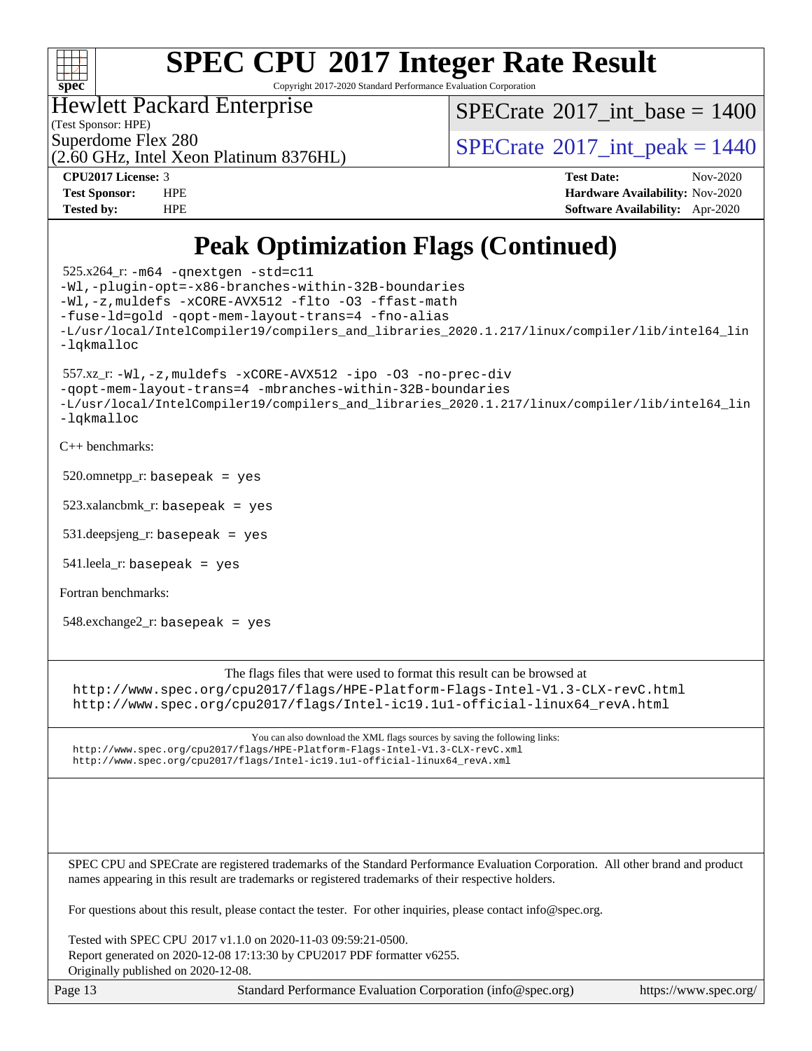# Peak Optimization Flags (Continued)

525.x264_r: `-m64 -qnextgen -std=c11 -Wl,-plugin-opt=-x86-branches-within-32B-boundaries -Wl,-z,muldefs -xCORE-AVX512 -flto -O3 -ffast-math -fuse-ld=gold -qopt-mem-layout-trans=4 -fno-alias -L/usr/local/IntelCompiler19/compilers_and_libraries_2020.1.217/linux/compiler/lib/intel64_lin -lqkmalloc`

557.xz_r: `-Wl,-z,muldefs -xCORE-AVX512 -ipo -O3 -no-prec-div -qopt-mem-layout-trans=4 -mbranches-within-32B-boundaries -L/usr/local/IntelCompiler19/compilers_and_libraries_2020.1.217/linux/compiler/lib/intel64_lin -lqkmalloc`

C++ benchmarks:

520.omnetpp_r: `basepeak = yes`

523.xalancbmk_r: `basepeak = yes`

531.deepsjeng_r: `basepeak = yes`

541.leela_r: `basepeak = yes`

Fortran benchmarks:

548.exchange2_r: `basepeak = yes`

The flags files that were used to format this result can be browsed at
http://www.spec.org/cpu2017/flags/HPE-Platform-Flags-Intel-V1.3-CLX-revC.html
http://www.spec.org/cpu2017/flags/Intel-ic19.1u1-official-linux64_revA.html

You can also download the XML flags sources by saving the following links:
http://www.spec.org/cpu2017/flags/HPE-Platform-Flags-Intel-V1.3-CLX-revC.xml
http://www.spec.org/cpu2017/flags/Intel-ic19.1u1-official-linux64_revA.xml

SPEC CPU and SPECrate are registered trademarks of the Standard Performance Evaluation Corporation. All other brand and product names appearing in this result are trademarks or registered trademarks of their respective holders.

For questions about this result, please contact the tester. For other inquiries, please contact info@spec.org.

Tested with SPEC CPU 2017 v1.1.0 on 2020-11-03 09:59:21-0500.
Report generated on 2020-12-08 17:13:30 by CPU2017 PDF formatter v6255.
Originally published on 2020-12-08.